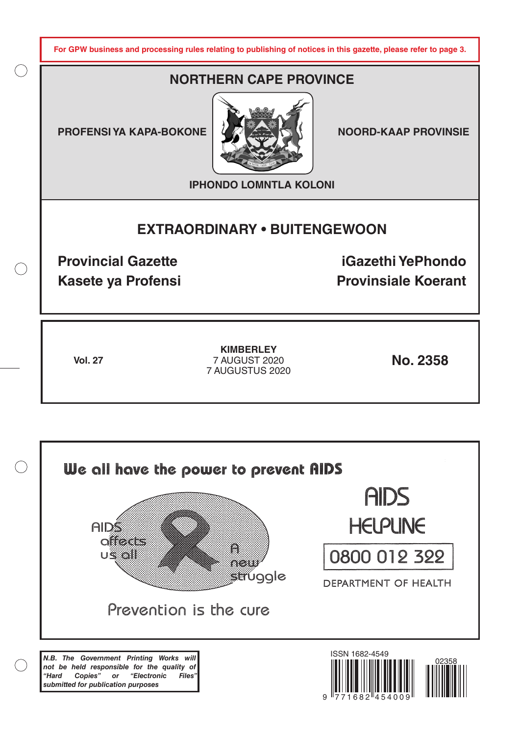**For GPW business and processing rules relating to publishing of notices in this gazette, please refer to page 3.**

# NORTHERN CAPE PROVINCE

**PROFENSI YA KAPA-BOKONE**

**NOORD-KAAP PROVINSIE**

**IPHONDO LOMNTLA KOLONI**

## EXTRAORDINARY • BUITENGEWOON

**Provincial Gazette**
**Kasete ya Profensi**

**iGazethi YePhondo**
**Provinsiale Koerant**

**Vol. 27**

**KIMBERLEY**
7 AUGUST 2020
7 AUGUSTUS 2020

**No. 2358**

We all have the power to prevent AIDS

AIDS affects us all

A new struggle

Prevention is the cure

AIDS HELPLINE

0800 012 322

DEPARTMENT OF HEALTH

***N.B. The Government Printing Works will not be held responsible for the quality of "Hard Copies" or "Electronic Files" submitted for publication purposes***

ISSN 1682-4549

02358

9 771682 454009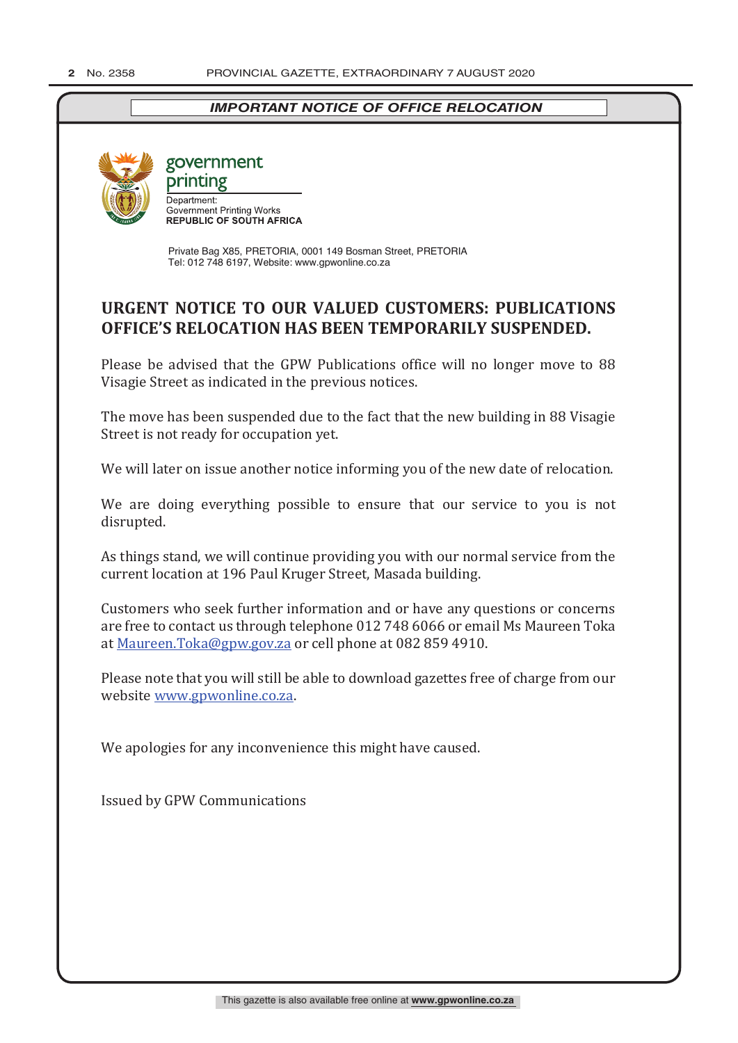*IMPORTANT NOTICE OF OFFICE RELOCATION*

government printing

Department:
Government Printing Works
**REPUBLIC OF SOUTH AFRICA**

Private Bag X85, PRETORIA, 0001 149 Bosman Street, PRETORIA
Tel: 012 748 6197, Website: www.gpwonline.co.za

## URGENT NOTICE TO OUR VALUED CUSTOMERS: PUBLICATIONS OFFICE'S RELOCATION HAS BEEN TEMPORARILY SUSPENDED.

Please be advised that the GPW Publications office will no longer move to 88 Visagie Street as indicated in the previous notices.

The move has been suspended due to the fact that the new building in 88 Visagie Street is not ready for occupation yet.

We will later on issue another notice informing you of the new date of relocation.

We are doing everything possible to ensure that our service to you is not disrupted.

As things stand, we will continue providing you with our normal service from the current location at 196 Paul Kruger Street, Masada building.

Customers who seek further information and or have any questions or concerns are free to contact us through telephone 012 748 6066 or email Ms Maureen Toka at Maureen.Toka@gpw.gov.za or cell phone at 082 859 4910.

Please note that you will still be able to download gazettes free of charge from our website www.gpwonline.co.za.

We apologies for any inconvenience this might have caused.

Issued by GPW Communications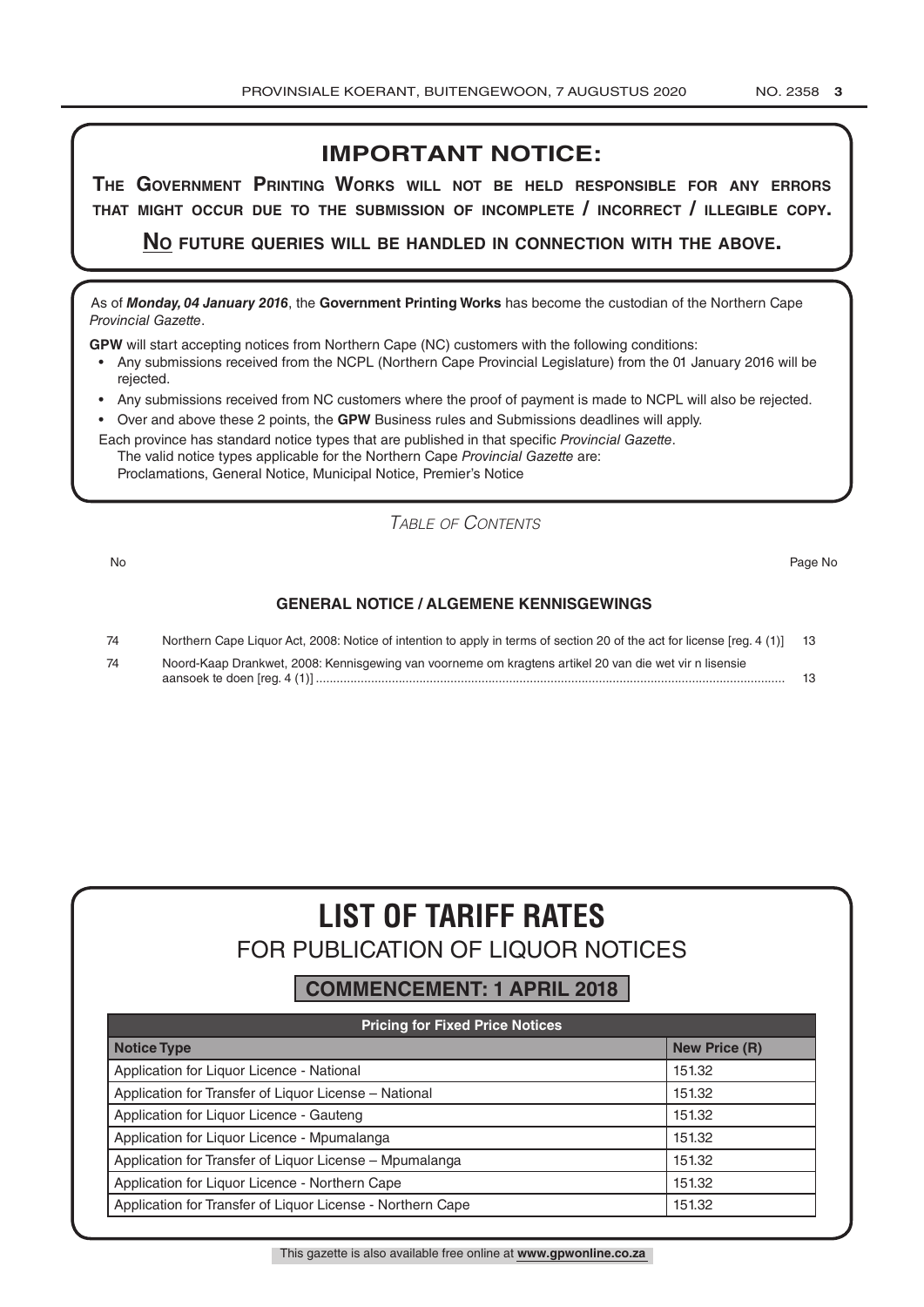## IMPORTANT NOTICE:

**THE GOVERNMENT PRINTING WORKS WILL NOT BE HELD RESPONSIBLE FOR ANY ERRORS THAT MIGHT OCCUR DUE TO THE SUBMISSION OF INCOMPLETE / INCORRECT / ILLEGIBLE COPY.**

**NO FUTURE QUERIES WILL BE HANDLED IN CONNECTION WITH THE ABOVE.**

As of ***Monday, 04 January 2016***, the **Government Printing Works** has become the custodian of the Northern Cape *Provincial Gazette*.

**GPW** will start accepting notices from Northern Cape (NC) customers with the following conditions:

- Any submissions received from the NCPL (Northern Cape Provincial Legislature) from the 01 January 2016 will be rejected.
- Any submissions received from NC customers where the proof of payment is made to NCPL will also be rejected.
- Over and above these 2 points, the **GPW** Business rules and Submissions deadlines will apply.

Each province has standard notice types that are published in that specific *Provincial Gazette*.
The valid notice types applicable for the Northern Cape *Provincial Gazette* are:
Proclamations, General Notice, Municipal Notice, Premier's Notice

*TABLE OF CONTENTS*

| No | | Page No |
|---|---|---|
| | **GENERAL NOTICE / ALGEMENE KENNISGEWINGS** | |
| 74 | Northern Cape Liquor Act, 2008: Notice of intention to apply in terms of section 20 of the act for license [reg. 4 (1)] | 13 |
| 74 | Noord-Kaap Drankwet, 2008: Kennisgewing van voorneme om kragtens artikel 20 van die wet vir n lisensie aansoek te doen [reg. 4 (1)] | 13 |

# LIST OF TARIFF RATES

## FOR PUBLICATION OF LIQUOR NOTICES

**COMMENCEMENT: 1 APRIL 2018**

| Pricing for Fixed Price Notices | |
|---|---|
| **Notice Type** | **New Price (R)** |
| Application for Liquor Licence - National | 151.32 |
| Application for Transfer of Liquor License – National | 151.32 |
| Application for Liquor Licence - Gauteng | 151.32 |
| Application for Liquor Licence - Mpumalanga | 151.32 |
| Application for Transfer of Liquor License – Mpumalanga | 151.32 |
| Application for Liquor Licence - Northern Cape | 151.32 |
| Application for Transfer of Liquor License - Northern Cape | 151.32 |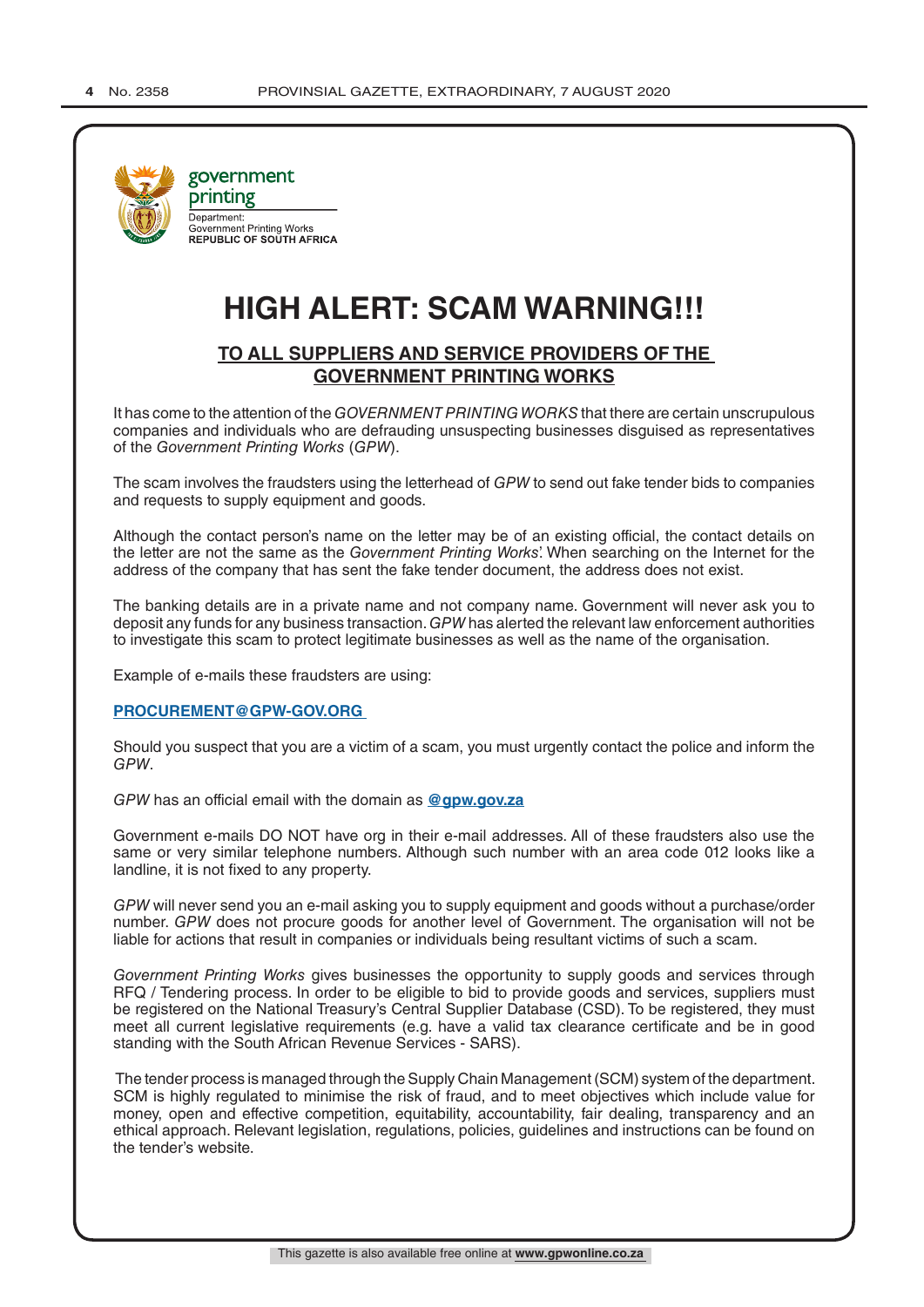government printing

Department:
Government Printing Works
**REPUBLIC OF SOUTH AFRICA**

# HIGH ALERT: SCAM WARNING!!!

## TO ALL SUPPLIERS AND SERVICE PROVIDERS OF THE GOVERNMENT PRINTING WORKS

It has come to the attention of the *GOVERNMENT PRINTING WORKS* that there are certain unscrupulous companies and individuals who are defrauding unsuspecting businesses disguised as representatives of the *Government Printing Works* (*GPW*).

The scam involves the fraudsters using the letterhead of *GPW* to send out fake tender bids to companies and requests to supply equipment and goods.

Although the contact person's name on the letter may be of an existing official, the contact details on the letter are not the same as the *Government Printing Works*'. When searching on the Internet for the address of the company that has sent the fake tender document, the address does not exist.

The banking details are in a private name and not company name. Government will never ask you to deposit any funds for any business transaction. *GPW* has alerted the relevant law enforcement authorities to investigate this scam to protect legitimate businesses as well as the name of the organisation.

Example of e-mails these fraudsters are using:

**PROCUREMENT@GPW-GOV.ORG**

Should you suspect that you are a victim of a scam, you must urgently contact the police and inform the *GPW*.

*GPW* has an official email with the domain as **@gpw.gov.za**

Government e-mails DO NOT have org in their e-mail addresses. All of these fraudsters also use the same or very similar telephone numbers. Although such number with an area code 012 looks like a landline, it is not fixed to any property.

*GPW* will never send you an e-mail asking you to supply equipment and goods without a purchase/order number. *GPW* does not procure goods for another level of Government. The organisation will not be liable for actions that result in companies or individuals being resultant victims of such a scam.

*Government Printing Works* gives businesses the opportunity to supply goods and services through RFQ / Tendering process. In order to be eligible to bid to provide goods and services, suppliers must be registered on the National Treasury's Central Supplier Database (CSD). To be registered, they must meet all current legislative requirements (e.g. have a valid tax clearance certificate and be in good standing with the South African Revenue Services - SARS).

The tender process is managed through the Supply Chain Management (SCM) system of the department. SCM is highly regulated to minimise the risk of fraud, and to meet objectives which include value for money, open and effective competition, equitability, accountability, fair dealing, transparency and an ethical approach. Relevant legislation, regulations, policies, guidelines and instructions can be found on the tender's website.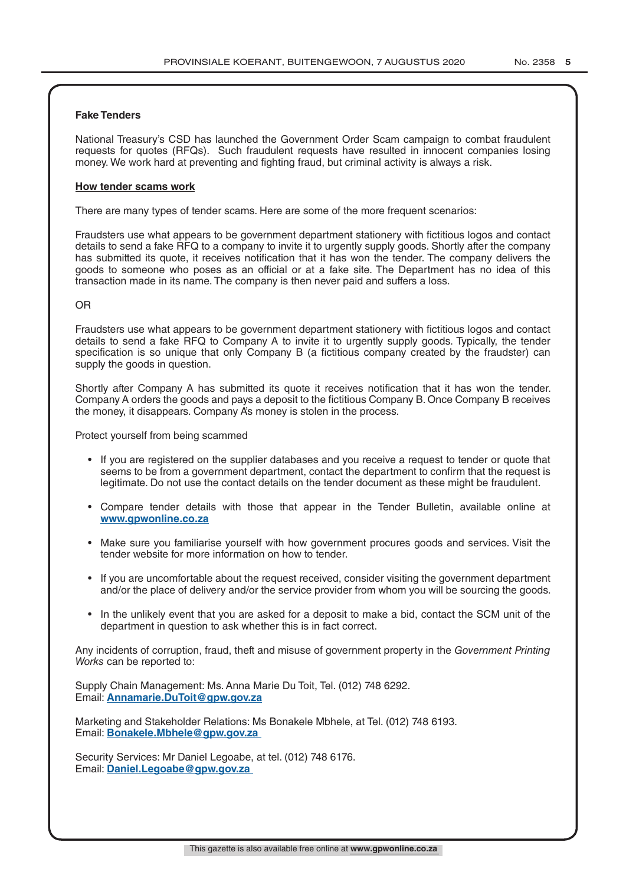## Fake Tenders

National Treasury's CSD has launched the Government Order Scam campaign to combat fraudulent requests for quotes (RFQs). Such fraudulent requests have resulted in innocent companies losing money. We work hard at preventing and fighting fraud, but criminal activity is always a risk.

### How tender scams work

There are many types of tender scams. Here are some of the more frequent scenarios:

Fraudsters use what appears to be government department stationery with fictitious logos and contact details to send a fake RFQ to a company to invite it to urgently supply goods. Shortly after the company has submitted its quote, it receives notification that it has won the tender. The company delivers the goods to someone who poses as an official or at a fake site. The Department has no idea of this transaction made in its name. The company is then never paid and suffers a loss.

OR

Fraudsters use what appears to be government department stationery with fictitious logos and contact details to send a fake RFQ to Company A to invite it to urgently supply goods. Typically, the tender specification is so unique that only Company B (a fictitious company created by the fraudster) can supply the goods in question.

Shortly after Company A has submitted its quote it receives notification that it has won the tender. Company A orders the goods and pays a deposit to the fictitious Company B. Once Company B receives the money, it disappears. Company A's money is stolen in the process.

Protect yourself from being scammed

- If you are registered on the supplier databases and you receive a request to tender or quote that seems to be from a government department, contact the department to confirm that the request is legitimate. Do not use the contact details on the tender document as these might be fraudulent.
- Compare tender details with those that appear in the Tender Bulletin, available online at **www.gpwonline.co.za**
- Make sure you familiarise yourself with how government procures goods and services. Visit the tender website for more information on how to tender.
- If you are uncomfortable about the request received, consider visiting the government department and/or the place of delivery and/or the service provider from whom you will be sourcing the goods.
- In the unlikely event that you are asked for a deposit to make a bid, contact the SCM unit of the department in question to ask whether this is in fact correct.

Any incidents of corruption, fraud, theft and misuse of government property in the *Government Printing Works* can be reported to:

Supply Chain Management: Ms. Anna Marie Du Toit, Tel. (012) 748 6292.
Email: **Annamarie.DuToit@gpw.gov.za**

Marketing and Stakeholder Relations: Ms Bonakele Mbhele, at Tel. (012) 748 6193.
Email: **Bonakele.Mbhele@gpw.gov.za**

Security Services: Mr Daniel Legoabe, at tel. (012) 748 6176.
Email: **Daniel.Legoabe@gpw.gov.za**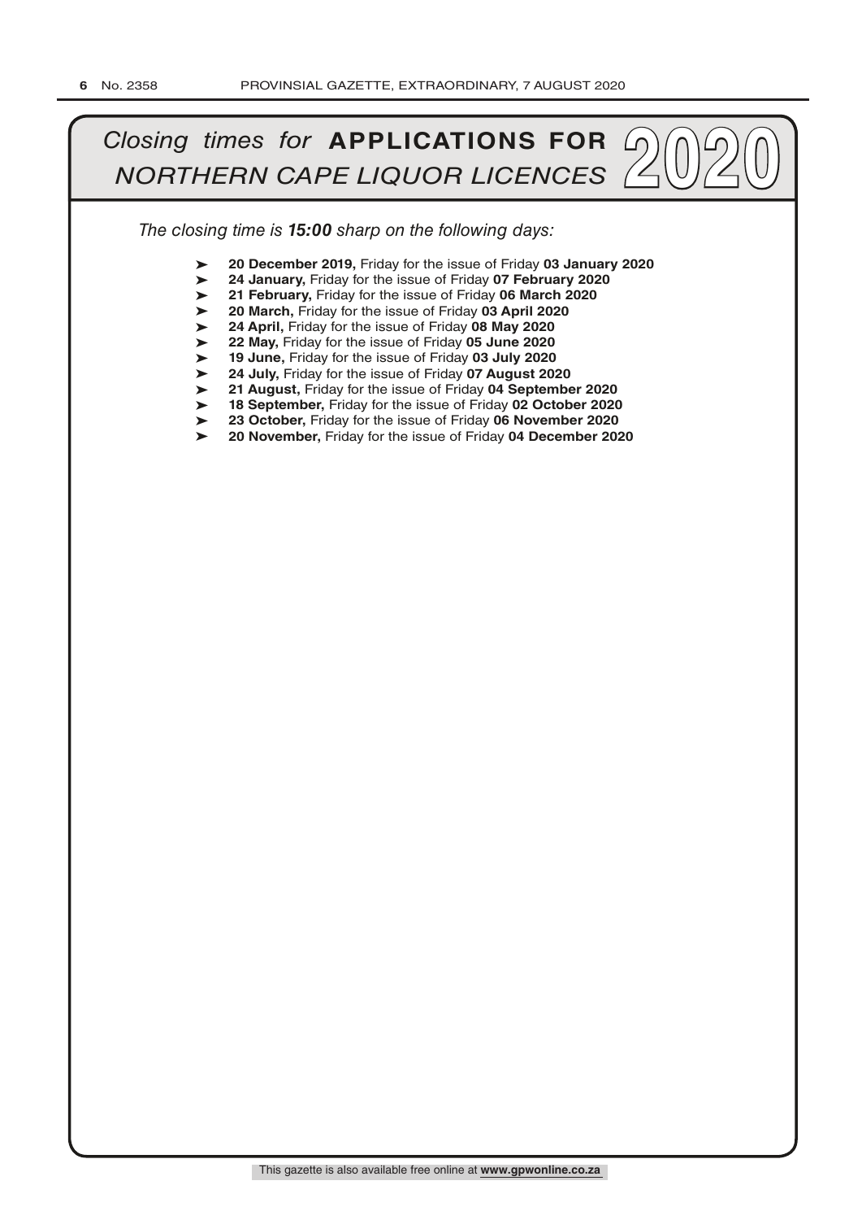# *Closing times for* **APPLICATIONS FOR** *NORTHERN CAPE LIQUOR LICENCES* 2020

*The closing time is **15:00** sharp on the following days:*

- **20 December 2019,** Friday for the issue of Friday **03 January 2020**
- **24 January,** Friday for the issue of Friday **07 February 2020**
- **21 February,** Friday for the issue of Friday **06 March 2020**
- **20 March,** Friday for the issue of Friday **03 April 2020**
- **24 April,** Friday for the issue of Friday **08 May 2020**
- **22 May,** Friday for the issue of Friday **05 June 2020**
- **19 June,** Friday for the issue of Friday **03 July 2020**
- **24 July,** Friday for the issue of Friday **07 August 2020**
- **21 August,** Friday for the issue of Friday **04 September 2020**
- **18 September,** Friday for the issue of Friday **02 October 2020**
- **23 October,** Friday for the issue of Friday **06 November 2020**
- **20 November,** Friday for the issue of Friday **04 December 2020**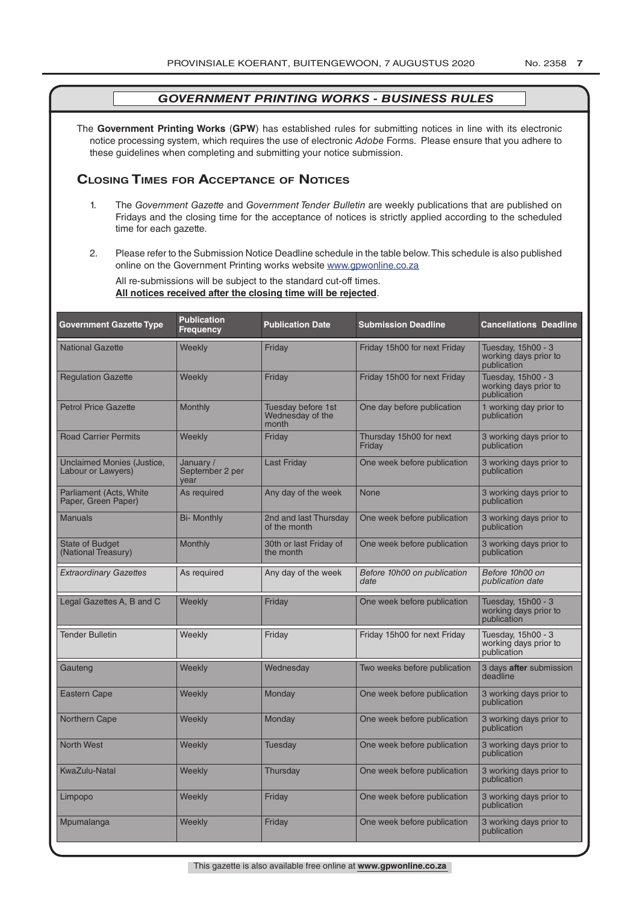## *GOVERNMENT PRINTING WORKS - BUSINESS RULES*

The **Government Printing Works** (**GPW**) has established rules for submitting notices in line with its electronic notice processing system, which requires the use of electronic *Adobe* Forms. Please ensure that you adhere to these guidelines when completing and submitting your notice submission.

## Closing Times for Acceptance of Notices

1. The *Government Gazette* and *Government Tender Bulletin* are weekly publications that are published on Fridays and the closing time for the acceptance of notices is strictly applied according to the scheduled time for each gazette.

2. Please refer to the Submission Notice Deadline schedule in the table below. This schedule is also published online on the Government Printing works website www.gpwonline.co.za

   All re-submissions will be subject to the standard cut-off times.
   **All notices received after the closing time will be rejected**.

| Government Gazette Type | Publication Frequency | Publication Date | Submission Deadline | Cancellations Deadline |
|---|---|---|---|---|
| National Gazette | Weekly | Friday | Friday 15h00 for next Friday | Tuesday, 15h00 - 3 working days prior to publication |
| Regulation Gazette | Weekly | Friday | Friday 15h00 for next Friday | Tuesday, 15h00 - 3 working days prior to publication |
| Petrol Price Gazette | Monthly | Tuesday before 1st Wednesday of the month | One day before publication | 1 working day prior to publication |
| Road Carrier Permits | Weekly | Friday | Thursday 15h00 for next Friday | 3 working days prior to publication |
| Unclaimed Monies (Justice, Labour or Lawyers) | January / September 2 per year | Last Friday | One week before publication | 3 working days prior to publication |
| Parliament (Acts, White Paper, Green Paper) | As required | Any day of the week | None | 3 working days prior to publication |
| Manuals | Bi- Monthly | 2nd and last Thursday of the month | One week before publication | 3 working days prior to publication |
| State of Budget (National Treasury) | Monthly | 30th or last Friday of the month | One week before publication | 3 working days prior to publication |
| *Extraordinary Gazettes* | As required | Any day of the week | *Before 10h00 on publication date* | *Before 10h00 on publication date* |
| Legal Gazettes A, B and C | Weekly | Friday | One week before publication | Tuesday, 15h00 - 3 working days prior to publication |
| Tender Bulletin | Weekly | Friday | Friday 15h00 for next Friday | Tuesday, 15h00 - 3 working days prior to publication |
| Gauteng | Weekly | Wednesday | Two weeks before publication | 3 days **after** submission deadline |
| Eastern Cape | Weekly | Monday | One week before publication | 3 working days prior to publication |
| Northern Cape | Weekly | Monday | One week before publication | 3 working days prior to publication |
| North West | Weekly | Tuesday | One week before publication | 3 working days prior to publication |
| KwaZulu-Natal | Weekly | Thursday | One week before publication | 3 working days prior to publication |
| Limpopo | Weekly | Friday | One week before publication | 3 working days prior to publication |
| Mpumalanga | Weekly | Friday | One week before publication | 3 working days prior to publication |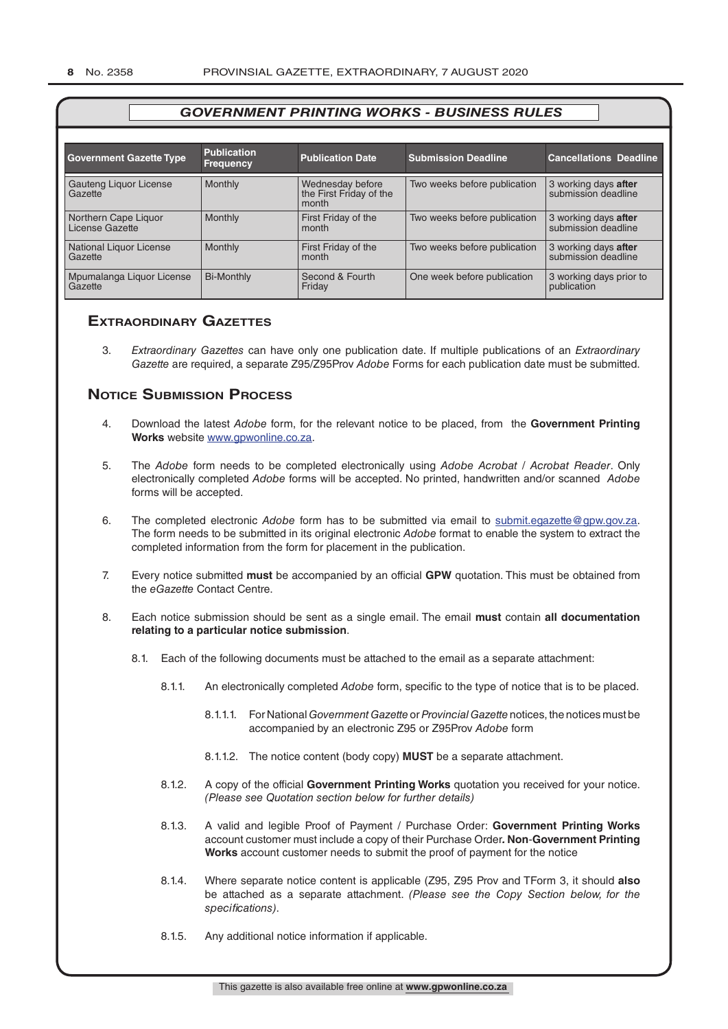## GOVERNMENT PRINTING WORKS - BUSINESS RULES

| Government Gazette Type | Publication Frequency | Publication Date | Submission Deadline | Cancellations Deadline |
|---|---|---|---|---|
| Gauteng Liquor License Gazette | Monthly | Wednesday before the First Friday of the month | Two weeks before publication | 3 working days **after** submission deadline |
| Northern Cape Liquor License Gazette | Monthly | First Friday of the month | Two weeks before publication | 3 working days **after** submission deadline |
| National Liquor License Gazette | Monthly | First Friday of the month | Two weeks before publication | 3 working days **after** submission deadline |
| Mpumalanga Liquor License Gazette | Bi-Monthly | Second & Fourth Friday | One week before publication | 3 working days prior to publication |

## Extraordinary Gazettes

3. *Extraordinary Gazettes* can have only one publication date. If multiple publications of an *Extraordinary Gazette* are required, a separate Z95/Z95Prov *Adobe* Forms for each publication date must be submitted.

## Notice Submission Process

4. Download the latest *Adobe* form, for the relevant notice to be placed, from the **Government Printing Works** website www.gpwonline.co.za.

5. The *Adobe* form needs to be completed electronically using *Adobe Acrobat* / *Acrobat Reader*. Only electronically completed *Adobe* forms will be accepted. No printed, handwritten and/or scanned *Adobe* forms will be accepted.

6. The completed electronic *Adobe* form has to be submitted via email to submit.egazette@gpw.gov.za. The form needs to be submitted in its original electronic *Adobe* format to enable the system to extract the completed information from the form for placement in the publication.

7. Every notice submitted **must** be accompanied by an official **GPW** quotation. This must be obtained from the *eGazette* Contact Centre.

8. Each notice submission should be sent as a single email. The email **must** contain **all documentation relating to a particular notice submission**.

   8.1. Each of the following documents must be attached to the email as a separate attachment:

      8.1.1. An electronically completed *Adobe* form, specific to the type of notice that is to be placed.

         8.1.1.1. For National *Government Gazette* or *Provincial Gazette* notices, the notices must be accompanied by an electronic Z95 or Z95Prov *Adobe* form

         8.1.1.2. The notice content (body copy) **MUST** be a separate attachment.

      8.1.2. A copy of the official **Government Printing Works** quotation you received for your notice. *(Please see Quotation section below for further details)*

      8.1.3. A valid and legible Proof of Payment / Purchase Order: **Government Printing Works** account customer must include a copy of their Purchase Order**. Non**-**Government Printing Works** account customer needs to submit the proof of payment for the notice

      8.1.4. Where separate notice content is applicable (Z95, Z95 Prov and TForm 3, it should **also** be attached as a separate attachment. *(Please see the Copy Section below, for the specifications)*.

      8.1.5. Any additional notice information if applicable.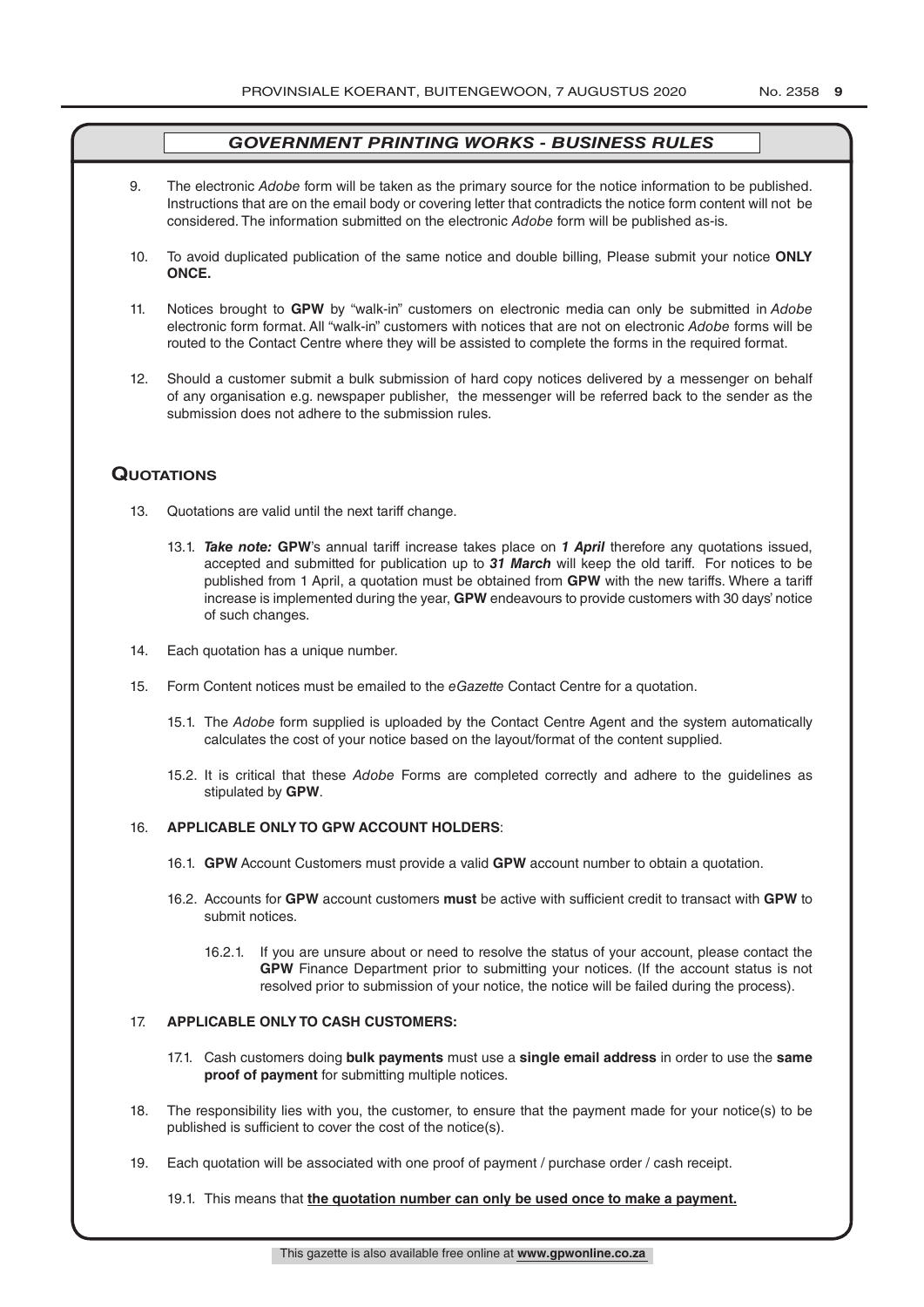## *GOVERNMENT PRINTING WORKS - BUSINESS RULES*

9. The electronic *Adobe* form will be taken as the primary source for the notice information to be published. Instructions that are on the email body or covering letter that contradicts the notice form content will not be considered. The information submitted on the electronic *Adobe* form will be published as-is.

10. To avoid duplicated publication of the same notice and double billing, Please submit your notice **ONLY ONCE.**

11. Notices brought to **GPW** by "walk-in" customers on electronic media can only be submitted in *Adobe* electronic form format. All "walk-in" customers with notices that are not on electronic *Adobe* forms will be routed to the Contact Centre where they will be assisted to complete the forms in the required format.

12. Should a customer submit a bulk submission of hard copy notices delivered by a messenger on behalf of any organisation e.g. newspaper publisher, the messenger will be referred back to the sender as the submission does not adhere to the submission rules.

## Quotations

13. Quotations are valid until the next tariff change.

    13.1. ***Take note:*** **GPW**'s annual tariff increase takes place on ***1 April*** therefore any quotations issued, accepted and submitted for publication up to ***31 March*** will keep the old tariff. For notices to be published from 1 April, a quotation must be obtained from **GPW** with the new tariffs. Where a tariff increase is implemented during the year, **GPW** endeavours to provide customers with 30 days' notice of such changes.

14. Each quotation has a unique number.

15. Form Content notices must be emailed to the *eGazette* Contact Centre for a quotation.

    15.1. The *Adobe* form supplied is uploaded by the Contact Centre Agent and the system automatically calculates the cost of your notice based on the layout/format of the content supplied.

    15.2. It is critical that these *Adobe* Forms are completed correctly and adhere to the guidelines as stipulated by **GPW**.

16. **APPLICABLE ONLY TO GPW ACCOUNT HOLDERS**:

    16.1. **GPW** Account Customers must provide a valid **GPW** account number to obtain a quotation.

    16.2. Accounts for **GPW** account customers **must** be active with sufficient credit to transact with **GPW** to submit notices.

    16.2.1. If you are unsure about or need to resolve the status of your account, please contact the **GPW** Finance Department prior to submitting your notices. (If the account status is not resolved prior to submission of your notice, the notice will be failed during the process).

17. **APPLICABLE ONLY TO CASH CUSTOMERS:**

    17.1. Cash customers doing **bulk payments** must use a **single email address** in order to use the **same proof of payment** for submitting multiple notices.

18. The responsibility lies with you, the customer, to ensure that the payment made for your notice(s) to be published is sufficient to cover the cost of the notice(s).

19. Each quotation will be associated with one proof of payment / purchase order / cash receipt.

    19.1. This means that **the quotation number can only be used once to make a payment.**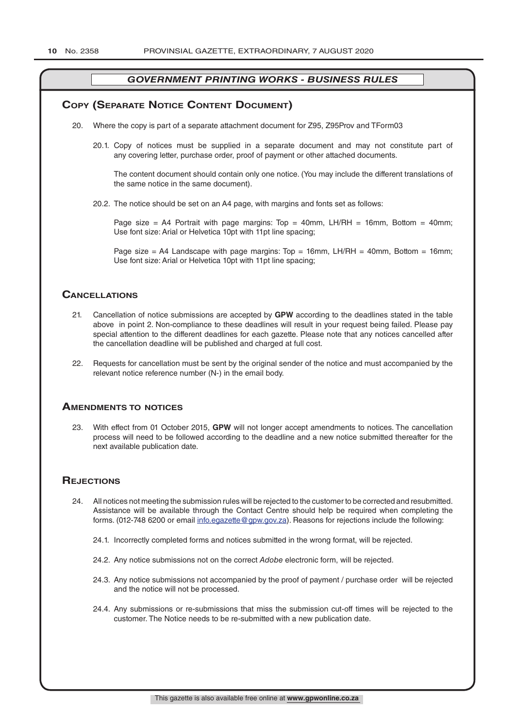## *GOVERNMENT PRINTING WORKS - BUSINESS RULES*

## Copy (Separate Notice Content Document)

20. Where the copy is part of a separate attachment document for Z95, Z95Prov and TForm03

    20.1. Copy of notices must be supplied in a separate document and may not constitute part of any covering letter, purchase order, proof of payment or other attached documents.

    The content document should contain only one notice. (You may include the different translations of the same notice in the same document).

    20.2. The notice should be set on an A4 page, with margins and fonts set as follows:

    Page size = A4 Portrait with page margins: Top = 40mm, LH/RH = 16mm, Bottom = 40mm; Use font size: Arial or Helvetica 10pt with 11pt line spacing;

    Page size = A4 Landscape with page margins: Top = 16mm, LH/RH = 40mm, Bottom = 16mm; Use font size: Arial or Helvetica 10pt with 11pt line spacing;

## Cancellations

21. Cancellation of notice submissions are accepted by **GPW** according to the deadlines stated in the table above in point 2. Non-compliance to these deadlines will result in your request being failed. Please pay special attention to the different deadlines for each gazette. Please note that any notices cancelled after the cancellation deadline will be published and charged at full cost.

22. Requests for cancellation must be sent by the original sender of the notice and must accompanied by the relevant notice reference number (N-) in the email body.

## Amendments to notices

23. With effect from 01 October 2015, **GPW** will not longer accept amendments to notices. The cancellation process will need to be followed according to the deadline and a new notice submitted thereafter for the next available publication date.

## Rejections

24. All notices not meeting the submission rules will be rejected to the customer to be corrected and resubmitted. Assistance will be available through the Contact Centre should help be required when completing the forms. (012-748 6200 or email info.egazette@gpw.gov.za). Reasons for rejections include the following:

    24.1. Incorrectly completed forms and notices submitted in the wrong format, will be rejected.

    24.2. Any notice submissions not on the correct *Adobe* electronic form, will be rejected.

    24.3. Any notice submissions not accompanied by the proof of payment / purchase order will be rejected and the notice will not be processed.

    24.4. Any submissions or re-submissions that miss the submission cut-off times will be rejected to the customer. The Notice needs to be re-submitted with a new publication date.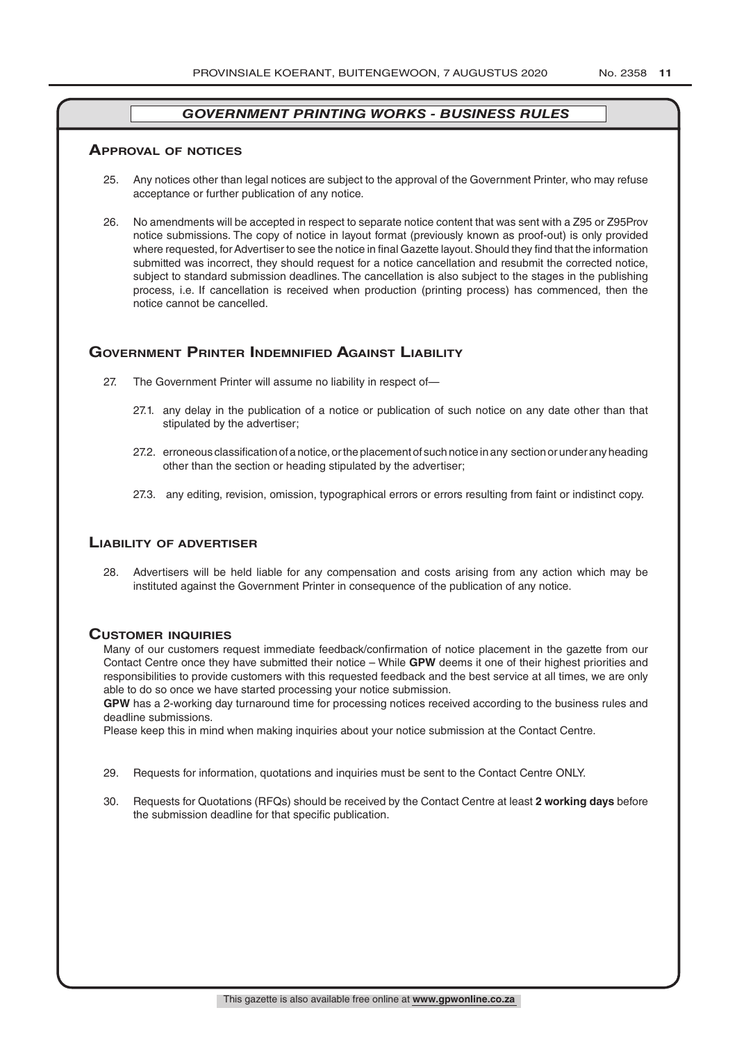## *GOVERNMENT PRINTING WORKS - BUSINESS RULES*

### Approval of notices

25. Any notices other than legal notices are subject to the approval of the Government Printer, who may refuse acceptance or further publication of any notice.

26. No amendments will be accepted in respect to separate notice content that was sent with a Z95 or Z95Prov notice submissions. The copy of notice in layout format (previously known as proof-out) is only provided where requested, for Advertiser to see the notice in final Gazette layout. Should they find that the information submitted was incorrect, they should request for a notice cancellation and resubmit the corrected notice, subject to standard submission deadlines. The cancellation is also subject to the stages in the publishing process, i.e. If cancellation is received when production (printing process) has commenced, then the notice cannot be cancelled.

### Government Printer Indemnified Against Liability

27. The Government Printer will assume no liability in respect of—

    27.1. any delay in the publication of a notice or publication of such notice on any date other than that stipulated by the advertiser;

    27.2. erroneous classification of a notice, or the placement of such notice in any section or under any heading other than the section or heading stipulated by the advertiser;

    27.3. any editing, revision, omission, typographical errors or errors resulting from faint or indistinct copy.

### Liability of advertiser

28. Advertisers will be held liable for any compensation and costs arising from any action which may be instituted against the Government Printer in consequence of the publication of any notice.

### Customer inquiries

Many of our customers request immediate feedback/confirmation of notice placement in the gazette from our Contact Centre once they have submitted their notice – While **GPW** deems it one of their highest priorities and responsibilities to provide customers with this requested feedback and the best service at all times, we are only able to do so once we have started processing your notice submission.

**GPW** has a 2-working day turnaround time for processing notices received according to the business rules and deadline submissions.

Please keep this in mind when making inquiries about your notice submission at the Contact Centre.

29. Requests for information, quotations and inquiries must be sent to the Contact Centre ONLY.

30. Requests for Quotations (RFQs) should be received by the Contact Centre at least **2 working days** before the submission deadline for that specific publication.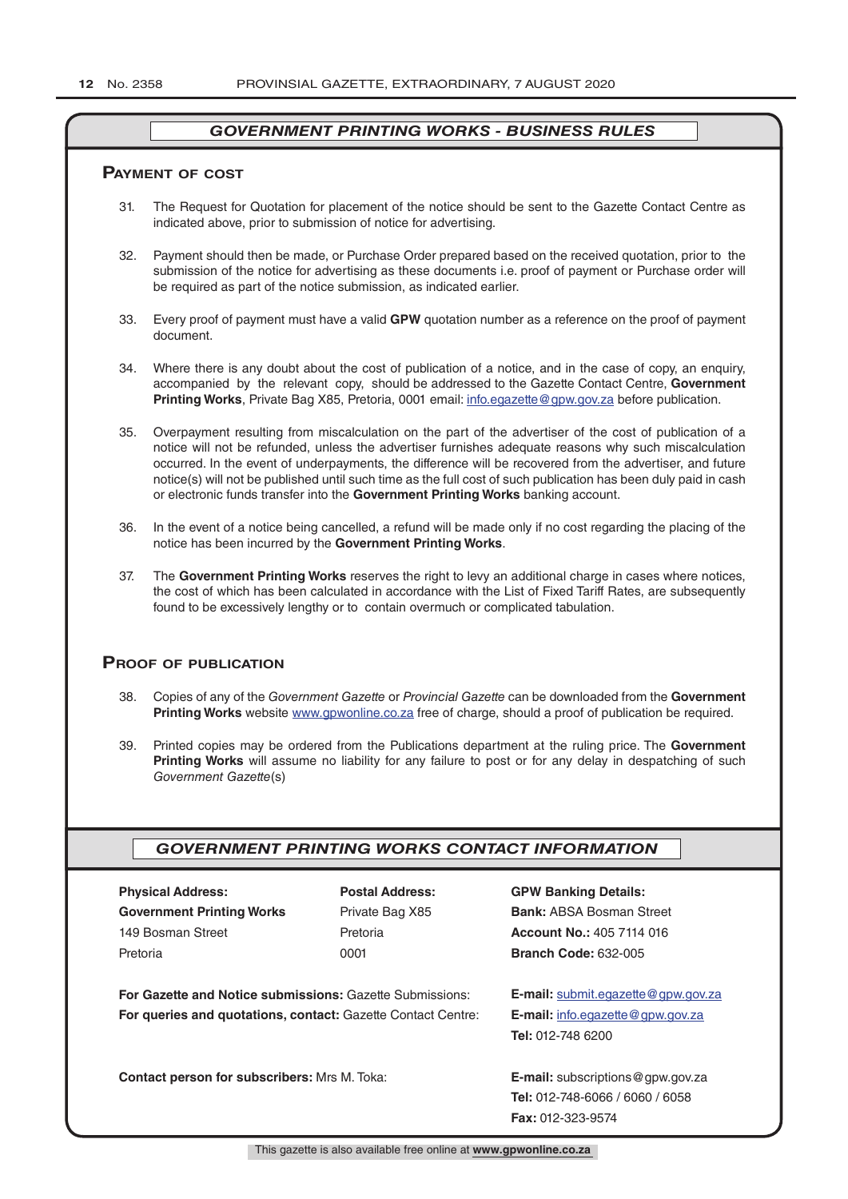## *GOVERNMENT PRINTING WORKS - BUSINESS RULES*

### Payment of cost

31. The Request for Quotation for placement of the notice should be sent to the Gazette Contact Centre as indicated above, prior to submission of notice for advertising.

32. Payment should then be made, or Purchase Order prepared based on the received quotation, prior to the submission of the notice for advertising as these documents i.e. proof of payment or Purchase order will be required as part of the notice submission, as indicated earlier.

33. Every proof of payment must have a valid **GPW** quotation number as a reference on the proof of payment document.

34. Where there is any doubt about the cost of publication of a notice, and in the case of copy, an enquiry, accompanied by the relevant copy, should be addressed to the Gazette Contact Centre, **Government Printing Works**, Private Bag X85, Pretoria, 0001 email: info.egazette@gpw.gov.za before publication.

35. Overpayment resulting from miscalculation on the part of the advertiser of the cost of publication of a notice will not be refunded, unless the advertiser furnishes adequate reasons why such miscalculation occurred. In the event of underpayments, the difference will be recovered from the advertiser, and future notice(s) will not be published until such time as the full cost of such publication has been duly paid in cash or electronic funds transfer into the **Government Printing Works** banking account.

36. In the event of a notice being cancelled, a refund will be made only if no cost regarding the placing of the notice has been incurred by the **Government Printing Works**.

37. The **Government Printing Works** reserves the right to levy an additional charge in cases where notices, the cost of which has been calculated in accordance with the List of Fixed Tariff Rates, are subsequently found to be excessively lengthy or to contain overmuch or complicated tabulation.

### Proof of publication

38. Copies of any of the *Government Gazette* or *Provincial Gazette* can be downloaded from the **Government Printing Works** website www.gpwonline.co.za free of charge, should a proof of publication be required.

39. Printed copies may be ordered from the Publications department at the ruling price. The **Government Printing Works** will assume no liability for any failure to post or for any delay in despatching of such *Government Gazette*(s)

## *GOVERNMENT PRINTING WORKS CONTACT INFORMATION*

| **Physical Address:** | **Postal Address:** | **GPW Banking Details:** |
|---|---|---|
| **Government Printing Works** | Private Bag X85 | **Bank:** ABSA Bosman Street |
| 149 Bosman Street | Pretoria | **Account No.:** 405 7114 016 |
| Pretoria | 0001 | **Branch Code:** 632-005 |

**For Gazette and Notice submissions:** Gazette Submissions: **E-mail:** submit.egazette@gpw.gov.za

**For queries and quotations, contact:** Gazette Contact Centre: **E-mail:** info.egazette@gpw.gov.za
**Tel:** 012-748 6200

**Contact person for subscribers:** Mrs M. Toka: **E-mail:** subscriptions@gpw.gov.za
**Tel:** 012-748-6066 / 6060 / 6058
**Fax:** 012-323-9574

This gazette is also available free online at **www.gpwonline.co.za**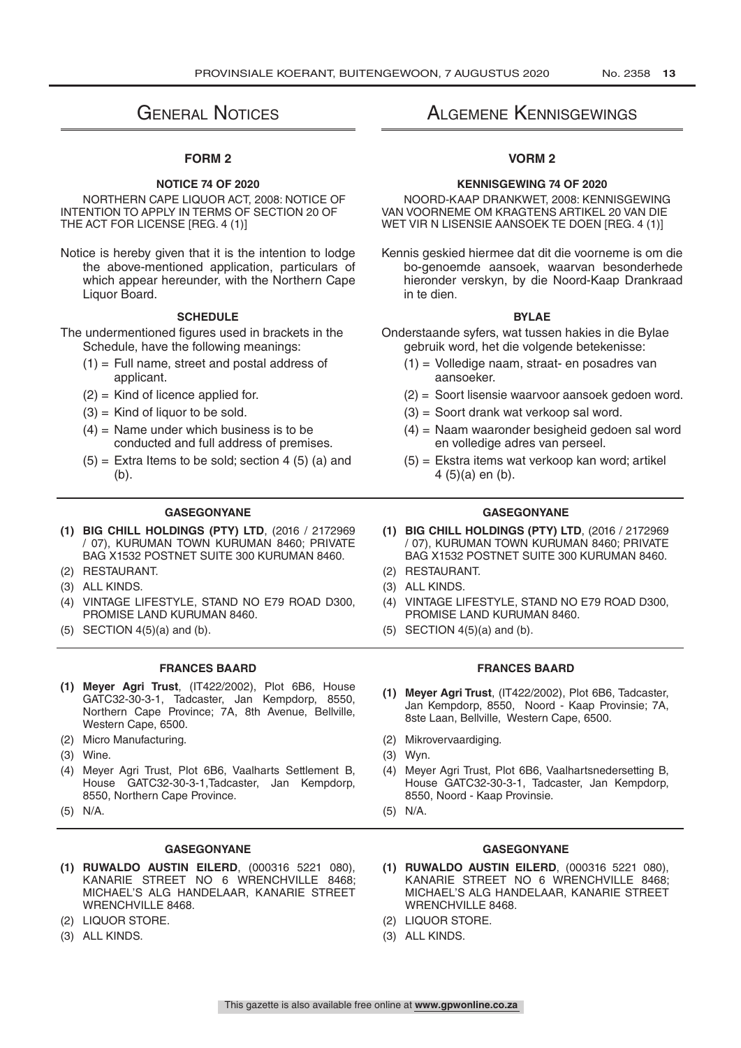# General Notices

### FORM 2

**NOTICE 74 OF 2020**

NORTHERN CAPE LIQUOR ACT, 2008: NOTICE OF INTENTION TO APPLY IN TERMS OF SECTION 20 OF THE ACT FOR LICENSE [REG. 4 (1)]

Notice is hereby given that it is the intention to lodge the above-mentioned application, particulars of which appear hereunder, with the Northern Cape Liquor Board.

**SCHEDULE**

The undermentioned figures used in brackets in the Schedule, have the following meanings:

(1) = Full name, street and postal address of applicant.

(2) = Kind of licence applied for.

(3) = Kind of liquor to be sold.

(4) = Name under which business is to be conducted and full address of premises.

(5) = Extra Items to be sold; section 4 (5) (a) and (b).

**GASEGONYANE**

**(1) BIG CHILL HOLDINGS (PTY) LTD**, (2016 / 2172969 / 07), KURUMAN TOWN KURUMAN 8460; PRIVATE BAG X1532 POSTNET SUITE 300 KURUMAN 8460.

(2) RESTAURANT.

(3) ALL KINDS.

(4) VINTAGE LIFESTYLE, STAND NO E79 ROAD D300, PROMISE LAND KURUMAN 8460.

(5) SECTION 4(5)(a) and (b).

**FRANCES BAARD**

**(1) Meyer Agri Trust**, (IT422/2002), Plot 6B6, House GATC32-30-3-1, Tadcaster, Jan Kempdorp, 8550, Northern Cape Province; 7A, 8th Avenue, Bellville, Western Cape, 6500.

(2) Micro Manufacturing.

(3) Wine.

(4) Meyer Agri Trust, Plot 6B6, Vaalharts Settlement B, House GATC32-30-3-1,Tadcaster, Jan Kempdorp, 8550, Northern Cape Province.

(5) N/A.

**GASEGONYANE**

**(1) RUWALDO AUSTIN EILERD**, (000316 5221 080), KANARIE STREET NO 6 WRENCHVILLE 8468; MICHAEL'S ALG HANDELAAR, KANARIE STREET WRENCHVILLE 8468.

(2) LIQUOR STORE.

(3) ALL KINDS.

# Algemene Kennisgewings

### VORM 2

**KENNISGEWING 74 OF 2020**

NOORD-KAAP DRANKWET, 2008: KENNISGEWING VAN VOORNEME OM KRAGTENS ARTIKEL 20 VAN DIE WET VIR N LISENSIE AANSOEK TE DOEN [REG. 4 (1)]

Kennis geskied hiermee dat dit die voorneme is om die bo-genoemde aansoek, waarvan besonderhede hieronder verskyn, by die Noord-Kaap Drankraad in te dien.

**BYLAE**

Onderstaande syfers, wat tussen hakies in die Bylae gebruik word, het die volgende betekenisse:

(1) = Volledige naam, straat- en posadres van aansoeker.

(2) = Soort lisensie waarvoor aansoek gedoen word.

(3) = Soort drank wat verkoop sal word.

(4) = Naam waaronder besigheid gedoen sal word en volledige adres van perseel.

(5) = Ekstra items wat verkoop kan word; artikel 4 (5)(a) en (b).

**GASEGONYANE**

**(1) BIG CHILL HOLDINGS (PTY) LTD**, (2016 / 2172969 / 07), KURUMAN TOWN KURUMAN 8460; PRIVATE BAG X1532 POSTNET SUITE 300 KURUMAN 8460.

(2) RESTAURANT.

(3) ALL KINDS.

(4) VINTAGE LIFESTYLE, STAND NO E79 ROAD D300, PROMISE LAND KURUMAN 8460.

(5) SECTION 4(5)(a) and (b).

**FRANCES BAARD**

**(1) Meyer Agri Trust**, (IT422/2002), Plot 6B6, Tadcaster, Jan Kempdorp, 8550, Noord - Kaap Provinsie; 7A, 8ste Laan, Bellville, Western Cape, 6500.

(2) Mikrovervaardiging.

(3) Wyn.

(4) Meyer Agri Trust, Plot 6B6, Vaalhartsnedersetting B, House GATC32-30-3-1, Tadcaster, Jan Kempdorp, 8550, Noord - Kaap Provinsie.

(5) N/A.

**GASEGONYANE**

**(1) RUWALDO AUSTIN EILERD**, (000316 5221 080), KANARIE STREET NO 6 WRENCHVILLE 8468; MICHAEL'S ALG HANDELAAR, KANARIE STREET WRENCHVILLE 8468.

(2) LIQUOR STORE.

(3) ALL KINDS.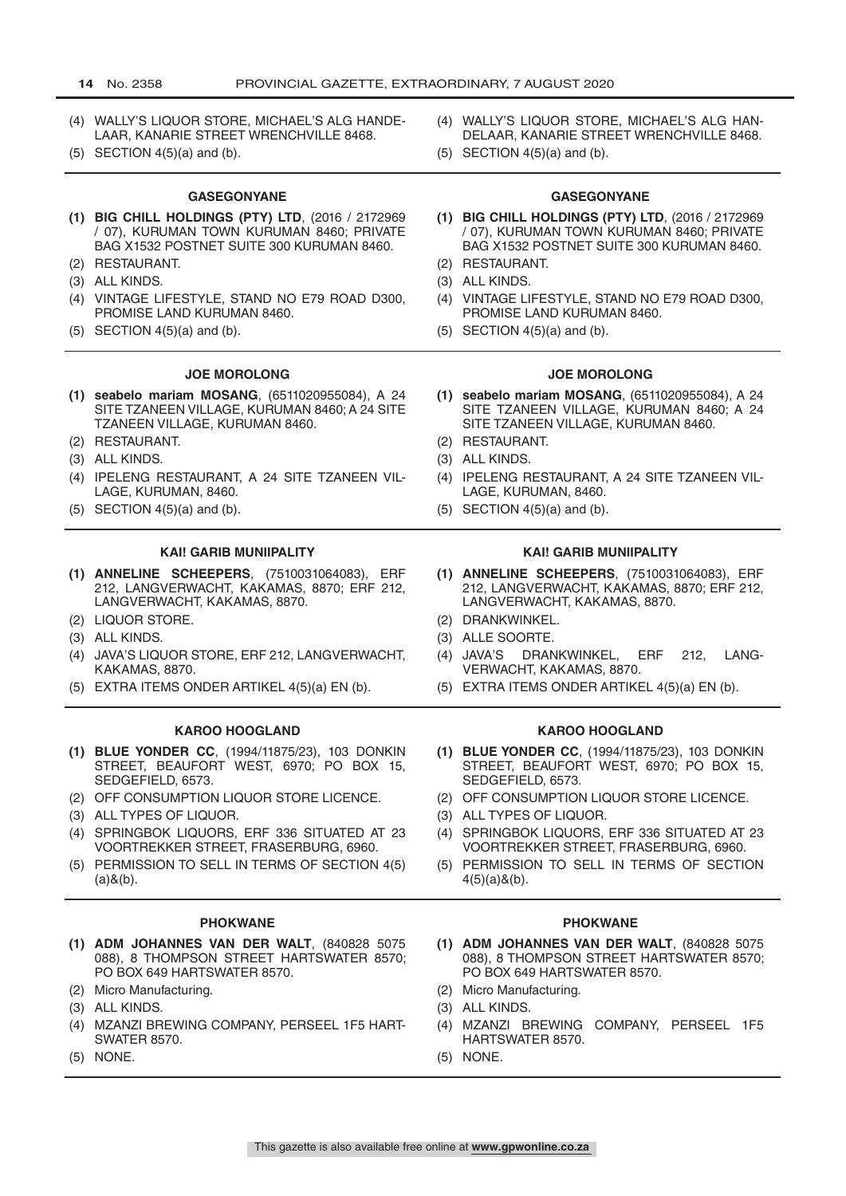(4) WALLY'S LIQUOR STORE, MICHAEL'S ALG HANDELAAR, KANARIE STREET WRENCHVILLE 8468.

(5) SECTION 4(5)(a) and (b).

(4) WALLY'S LIQUOR STORE, MICHAEL'S ALG HANDELAAR, KANARIE STREET WRENCHVILLE 8468.

(5) SECTION 4(5)(a) and (b).

---

### GASEGONYANE

**(1) BIG CHILL HOLDINGS (PTY) LTD**, (2016 / 2172969 / 07), KURUMAN TOWN KURUMAN 8460; PRIVATE BAG X1532 POSTNET SUITE 300 KURUMAN 8460.

(2) RESTAURANT.

(3) ALL KINDS.

(4) VINTAGE LIFESTYLE, STAND NO E79 ROAD D300, PROMISE LAND KURUMAN 8460.

(5) SECTION 4(5)(a) and (b).

### GASEGONYANE

**(1) BIG CHILL HOLDINGS (PTY) LTD**, (2016 / 2172969 / 07), KURUMAN TOWN KURUMAN 8460; PRIVATE BAG X1532 POSTNET SUITE 300 KURUMAN 8460.

(2) RESTAURANT.

(3) ALL KINDS.

(4) VINTAGE LIFESTYLE, STAND NO E79 ROAD D300, PROMISE LAND KURUMAN 8460.

(5) SECTION 4(5)(a) and (b).

---

### JOE MOROLONG

**(1) seabelo mariam MOSANG**, (6511020955084), A 24 SITE TZANEEN VILLAGE, KURUMAN 8460; A 24 SITE TZANEEN VILLAGE, KURUMAN 8460.

(2) RESTAURANT.

(3) ALL KINDS.

(4) IPELENG RESTAURANT, A 24 SITE TZANEEN VILLAGE, KURUMAN, 8460.

(5) SECTION 4(5)(a) and (b).

### JOE MOROLONG

**(1) seabelo mariam MOSANG**, (6511020955084), A 24 SITE TZANEEN VILLAGE, KURUMAN 8460; A 24 SITE TZANEEN VILLAGE, KURUMAN 8460.

(2) RESTAURANT.

(3) ALL KINDS.

(4) IPELENG RESTAURANT, A 24 SITE TZANEEN VILLAGE, KURUMAN, 8460.

(5) SECTION 4(5)(a) and (b).

---

### KAI! GARIB MUNIIPALITY

**(1) ANNELINE SCHEEPERS**, (7510031064083), ERF 212, LANGVERWACHT, KAKAMAS, 8870; ERF 212, LANGVERWACHT, KAKAMAS, 8870.

(2) LIQUOR STORE.

(3) ALL KINDS.

(4) JAVA'S LIQUOR STORE, ERF 212, LANGVERWACHT, KAKAMAS, 8870.

(5) EXTRA ITEMS ONDER ARTIKEL 4(5)(a) EN (b).

### KAI! GARIB MUNIIPALITY

**(1) ANNELINE SCHEEPERS**, (7510031064083), ERF 212, LANGVERWACHT, KAKAMAS, 8870; ERF 212, LANGVERWACHT, KAKAMAS, 8870.

(2) DRANKWINKEL.

(3) ALLE SOORTE.

(4) JAVA'S DRANKWINKEL, ERF 212, LANGVERWACHT, KAKAMAS, 8870.

(5) EXTRA ITEMS ONDER ARTIKEL 4(5)(a) EN (b).

---

### KAROO HOOGLAND

**(1) BLUE YONDER CC**, (1994/11875/23), 103 DONKIN STREET, BEAUFORT WEST, 6970; PO BOX 15, SEDGEFIELD, 6573.

(2) OFF CONSUMPTION LIQUOR STORE LICENCE.

(3) ALL TYPES OF LIQUOR.

(4) SPRINGBOK LIQUORS, ERF 336 SITUATED AT 23 VOORTREKKER STREET, FRASERBURG, 6960.

(5) PERMISSION TO SELL IN TERMS OF SECTION 4(5)(a)&(b).

### KAROO HOOGLAND

**(1) BLUE YONDER CC**, (1994/11875/23), 103 DONKIN STREET, BEAUFORT WEST, 6970; PO BOX 15, SEDGEFIELD, 6573.

(2) OFF CONSUMPTION LIQUOR STORE LICENCE.

(3) ALL TYPES OF LIQUOR.

(4) SPRINGBOK LIQUORS, ERF 336 SITUATED AT 23 VOORTREKKER STREET, FRASERBURG, 6960.

(5) PERMISSION TO SELL IN TERMS OF SECTION 4(5)(a)&(b).

---

### PHOKWANE

**(1) ADM JOHANNES VAN DER WALT**, (840828 5075 088), 8 THOMPSON STREET HARTSWATER 8570; PO BOX 649 HARTSWATER 8570.

(2) Micro Manufacturing.

(3) ALL KINDS.

(4) MZANZI BREWING COMPANY, PERSEEL 1F5 HARTSWATER 8570.

(5) NONE.

### PHOKWANE

**(1) ADM JOHANNES VAN DER WALT**, (840828 5075 088), 8 THOMPSON STREET HARTSWATER 8570; PO BOX 649 HARTSWATER 8570.

(2) Micro Manufacturing.

(3) ALL KINDS.

(4) MZANZI BREWING COMPANY, PERSEEL 1F5 HARTSWATER 8570.

(5) NONE.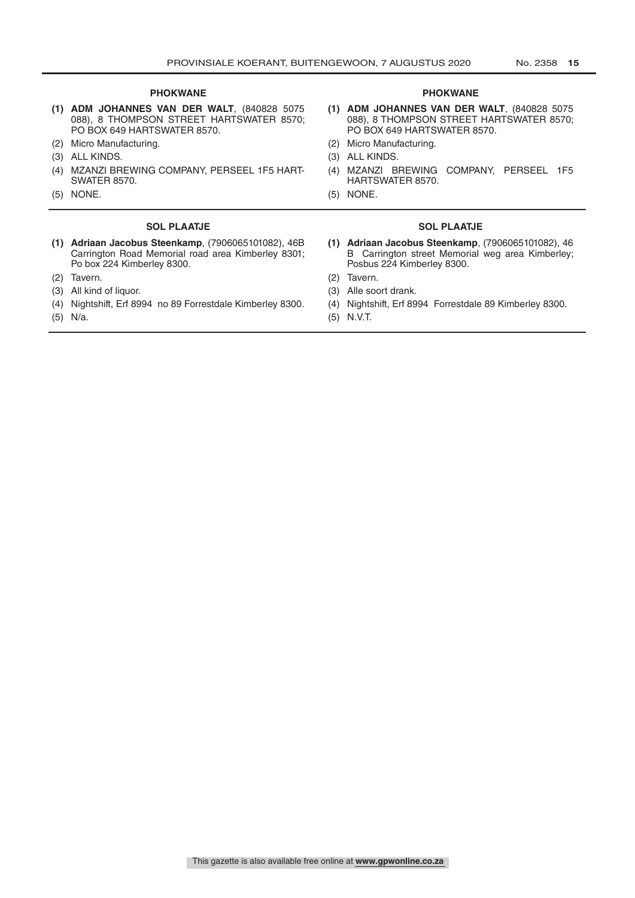### PHOKWANE

**(1) ADM JOHANNES VAN DER WALT**, (840828 5075 088), 8 THOMPSON STREET HARTSWATER 8570; PO BOX 649 HARTSWATER 8570.

(2) Micro Manufacturing.

(3) ALL KINDS.

(4) MZANZI BREWING COMPANY, PERSEEL 1F5 HARTSWATER 8570.

(5) NONE.

### SOL PLAATJE

**(1) Adriaan Jacobus Steenkamp**, (7906065101082), 46B Carrington Road Memorial road area Kimberley 8301; Po box 224 Kimberley 8300.

(2) Tavern.

(3) All kind of liquor.

(4) Nightshift, Erf 8994 no 89 Forrestdale Kimberley 8300.

(5) N/a.

### PHOKWANE

**(1) ADM JOHANNES VAN DER WALT**, (840828 5075 088), 8 THOMPSON STREET HARTSWATER 8570; PO BOX 649 HARTSWATER 8570.

(2) Micro Manufacturing.

(3) ALL KINDS.

(4) MZANZI BREWING COMPANY, PERSEEL 1F5 HARTSWATER 8570.

(5) NONE.

### SOL PLAATJE

**(1) Adriaan Jacobus Steenkamp**, (7906065101082), 46 B Carrington street Memorial weg area Kimberley; Posbus 224 Kimberley 8300.

(2) Tavern.

(3) Alle soort drank.

(4) Nightshift, Erf 8994 Forrestdale 89 Kimberley 8300.

(5) N.V.T.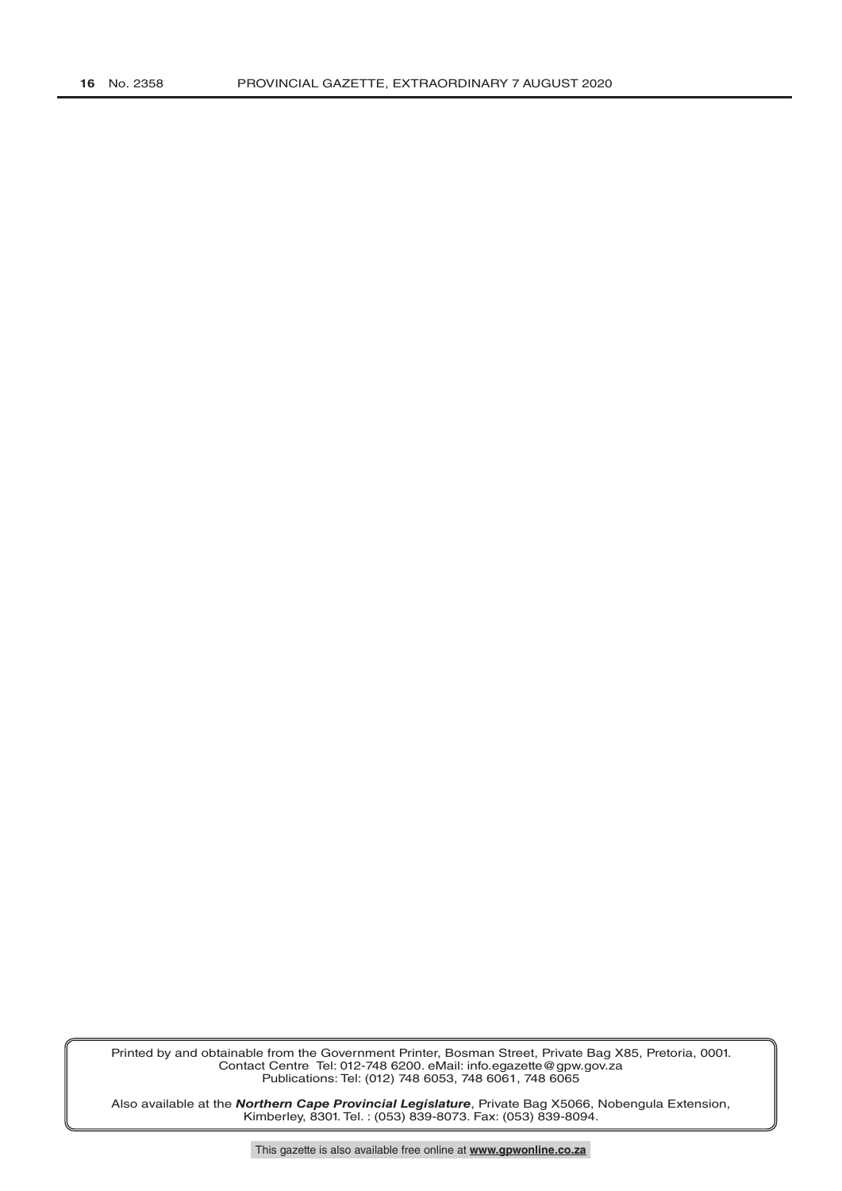Printed by and obtainable from the Government Printer, Bosman Street, Private Bag X85, Pretoria, 0001.
Contact Centre Tel: 012-748 6200. eMail: info.egazette@gpw.gov.za
Publications: Tel: (012) 748 6053, 748 6061, 748 6065

Also available at the ***Northern Cape Provincial Legislature***, Private Bag X5066, Nobengula Extension, Kimberley, 8301. Tel. : (053) 839-8073. Fax: (053) 839-8094.

This gazette is also available free online at **www.gpwonline.co.za**